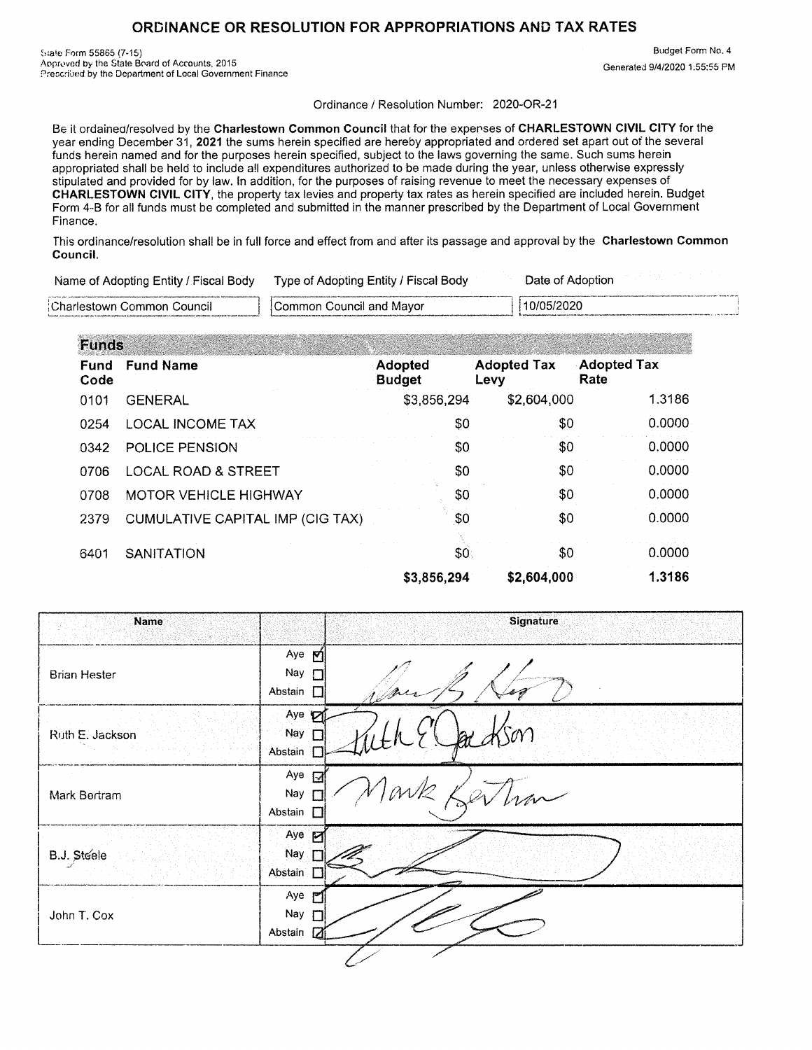# ORDINANCE OR RESOLUTION FOR APPROPRIATIONS AND TAX RATES

State Form 55865 (7-15)
Approved by the State Board of Accounts, 2015
Prescribed by the Department of Local Government Finance

Budget Form No. 4
Generated 9/4/2020 1:55:55 PM

Ordinance / Resolution Number: 2020-OR-21

Be it ordained/resolved by the **Charlestown Common Council** that for the expenses of **CHARLESTOWN CIVIL CITY** for the year ending December 31, **2021** the sums herein specified are hereby appropriated and ordered set apart out of the several funds herein named and for the purposes herein specified, subject to the laws governing the same. Such sums herein appropriated shall be held to include all expenditures authorized to be made during the year, unless otherwise expressly stipulated and provided for by law. In addition, for the purposes of raising revenue to meet the necessary expenses of **CHARLESTOWN CIVIL CITY**, the property tax levies and property tax rates as herein specified are included herein. Budget Form 4-B for all funds must be completed and submitted in the manner prescribed by the Department of Local Government Finance.

This ordinance/resolution shall be in full force and effect from and after its passage and approval by the **Charlestown Common Council**.

| Name of Adopting Entity / Fiscal Body | Type of Adopting Entity / Fiscal Body | Date of Adoption |
|---|---|---|
| Charlestown Common Council | Common Council and Mayor | 10/05/2020 |

## Funds

| Fund Code | Fund Name | Adopted Budget | Adopted Tax Levy | Adopted Tax Rate |
|---|---|---|---|---|
| 0101 | GENERAL | $3,856,294 | $2,604,000 | 1.3186 |
| 0254 | LOCAL INCOME TAX | $0 | $0 | 0.0000 |
| 0342 | POLICE PENSION | $0 | $0 | 0.0000 |
| 0706 | LOCAL ROAD & STREET | $0 | $0 | 0.0000 |
| 0708 | MOTOR VEHICLE HIGHWAY | $0 | $0 | 0.0000 |
| 2379 | CUMULATIVE CAPITAL IMP (CIG TAX) | $0 | $0 | 0.0000 |
| 6401 | SANITATION | $0 | $0 | 0.0000 |
| | | **$3,856,294** | **$2,604,000** | **1.3186** |

| Name | | Signature |
|---|---|---|
| Brian Hester | Aye ☑ Nay ☐ Abstain ☐ | *(signature)* |
| Ruth E. Jackson | Aye ☑ Nay ☐ Abstain ☐ | *(signature)* |
| Mark Bertram | Aye ☑ Nay ☐ Abstain ☐ | *(signature)* |
| B.J. Steele | Aye ☑ Nay ☐ Abstain ☐ | *(signature)* |
| John T. Cox | Aye ☑ Nay ☐ Abstain ☑ | *(signature)* |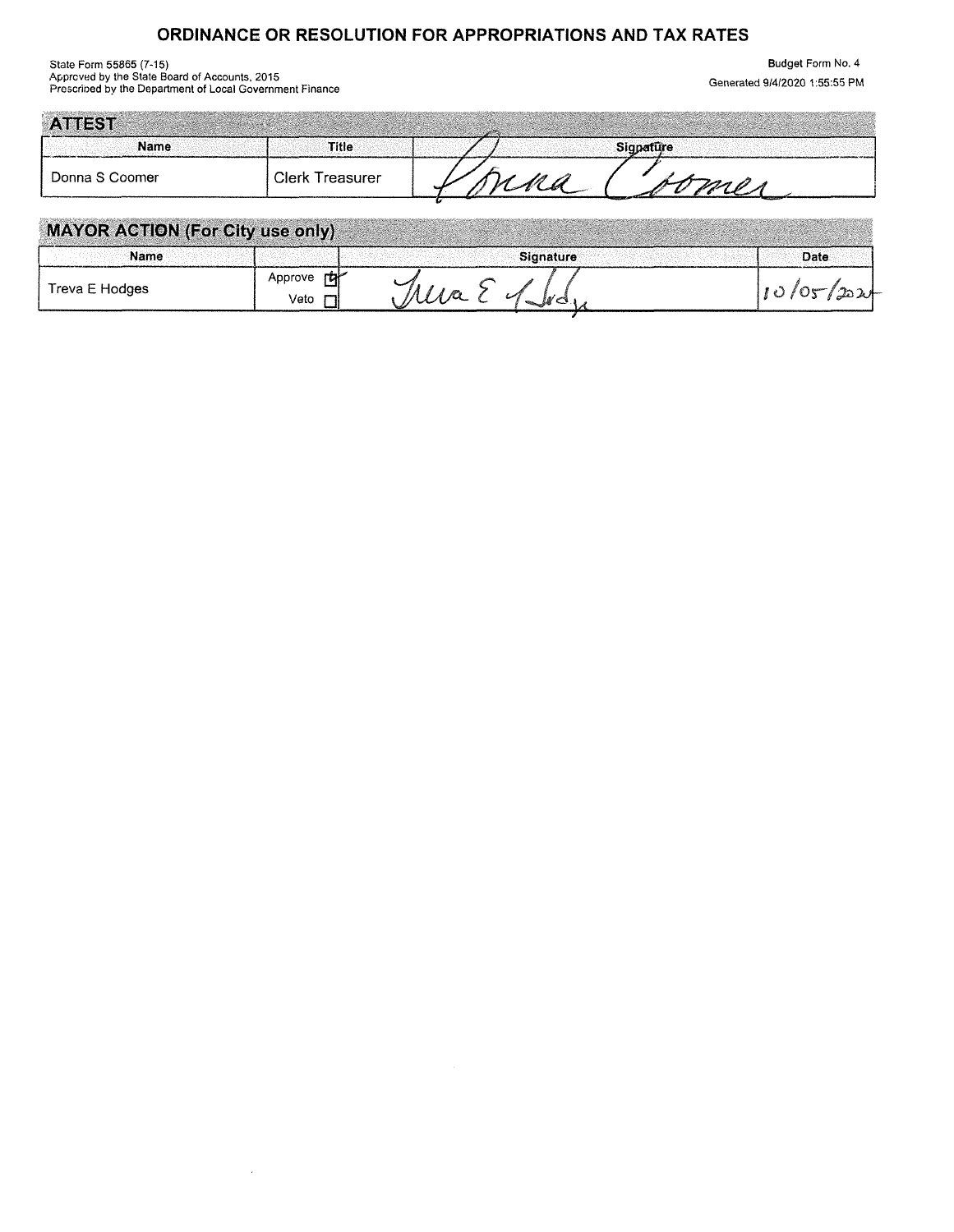# ORDINANCE OR RESOLUTION FOR APPROPRIATIONS AND TAX RATES

State Form 55865 (7-15)
Approved by the State Board of Accounts, 2015
Prescribed by the Department of Local Government Finance

Budget Form No. 4
Generated 9/4/2020 1:55:55 PM

## ATTEST

| Name | Title | Signature |
|---|---|---|
| Donna S Coomer | Clerk Treasurer | Donna Coomer |

## MAYOR ACTION (For City use only)

| Name | | Signature | Date |
|---|---|---|---|
| Treva E Hodges | Approve ☑ Veto ☐ | Treva E Hodges | 10/05/2020 |